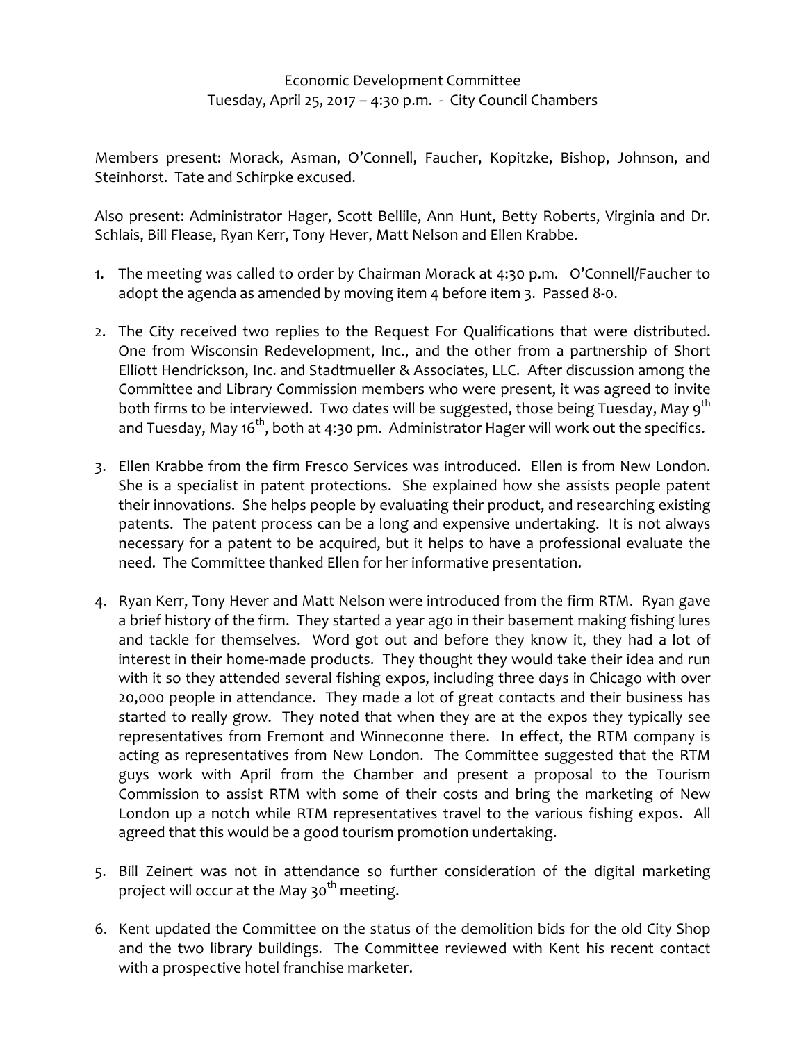Economic Development Committee
Tuesday, April 25, 2017 – 4:30 p.m. - City Council Chambers

Members present: Morack, Asman, O'Connell, Faucher, Kopitzke, Bishop, Johnson, and Steinhorst. Tate and Schirpke excused.

Also present: Administrator Hager, Scott Bellile, Ann Hunt, Betty Roberts, Virginia and Dr. Schlais, Bill Flease, Ryan Kerr, Tony Hever, Matt Nelson and Ellen Krabbe.

1. The meeting was called to order by Chairman Morack at 4:30 p.m. O'Connell/Faucher to adopt the agenda as amended by moving item 4 before item 3. Passed 8-0.

2. The City received two replies to the Request For Qualifications that were distributed. One from Wisconsin Redevelopment, Inc., and the other from a partnership of Short Elliott Hendrickson, Inc. and Stadtmueller & Associates, LLC. After discussion among the Committee and Library Commission members who were present, it was agreed to invite both firms to be interviewed. Two dates will be suggested, those being Tuesday, May 9th and Tuesday, May 16th, both at 4:30 pm. Administrator Hager will work out the specifics.

3. Ellen Krabbe from the firm Fresco Services was introduced. Ellen is from New London. She is a specialist in patent protections. She explained how she assists people patent their innovations. She helps people by evaluating their product, and researching existing patents. The patent process can be a long and expensive undertaking. It is not always necessary for a patent to be acquired, but it helps to have a professional evaluate the need. The Committee thanked Ellen for her informative presentation.

4. Ryan Kerr, Tony Hever and Matt Nelson were introduced from the firm RTM. Ryan gave a brief history of the firm. They started a year ago in their basement making fishing lures and tackle for themselves. Word got out and before they know it, they had a lot of interest in their home-made products. They thought they would take their idea and run with it so they attended several fishing expos, including three days in Chicago with over 20,000 people in attendance. They made a lot of great contacts and their business has started to really grow. They noted that when they are at the expos they typically see representatives from Fremont and Winneconne there. In effect, the RTM company is acting as representatives from New London. The Committee suggested that the RTM guys work with April from the Chamber and present a proposal to the Tourism Commission to assist RTM with some of their costs and bring the marketing of New London up a notch while RTM representatives travel to the various fishing expos. All agreed that this would be a good tourism promotion undertaking.

5. Bill Zeinert was not in attendance so further consideration of the digital marketing project will occur at the May 30th meeting.

6. Kent updated the Committee on the status of the demolition bids for the old City Shop and the two library buildings. The Committee reviewed with Kent his recent contact with a prospective hotel franchise marketer.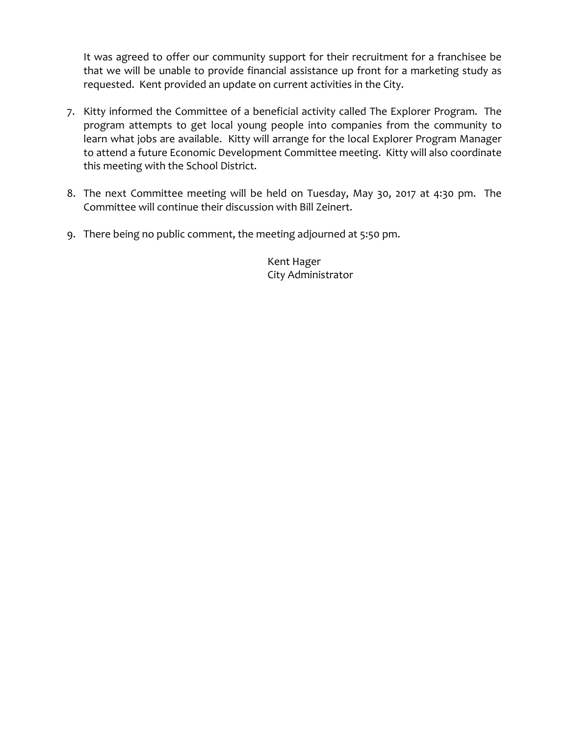It was agreed to offer our community support for their recruitment for a franchisee be that we will be unable to provide financial assistance up front for a marketing study as requested. Kent provided an update on current activities in the City.

7. Kitty informed the Committee of a beneficial activity called The Explorer Program. The program attempts to get local young people into companies from the community to learn what jobs are available. Kitty will arrange for the local Explorer Program Manager to attend a future Economic Development Committee meeting. Kitty will also coordinate this meeting with the School District.

8. The next Committee meeting will be held on Tuesday, May 30, 2017 at 4:30 pm. The Committee will continue their discussion with Bill Zeinert.

9. There being no public comment, the meeting adjourned at 5:50 pm.

Kent Hager
City Administrator